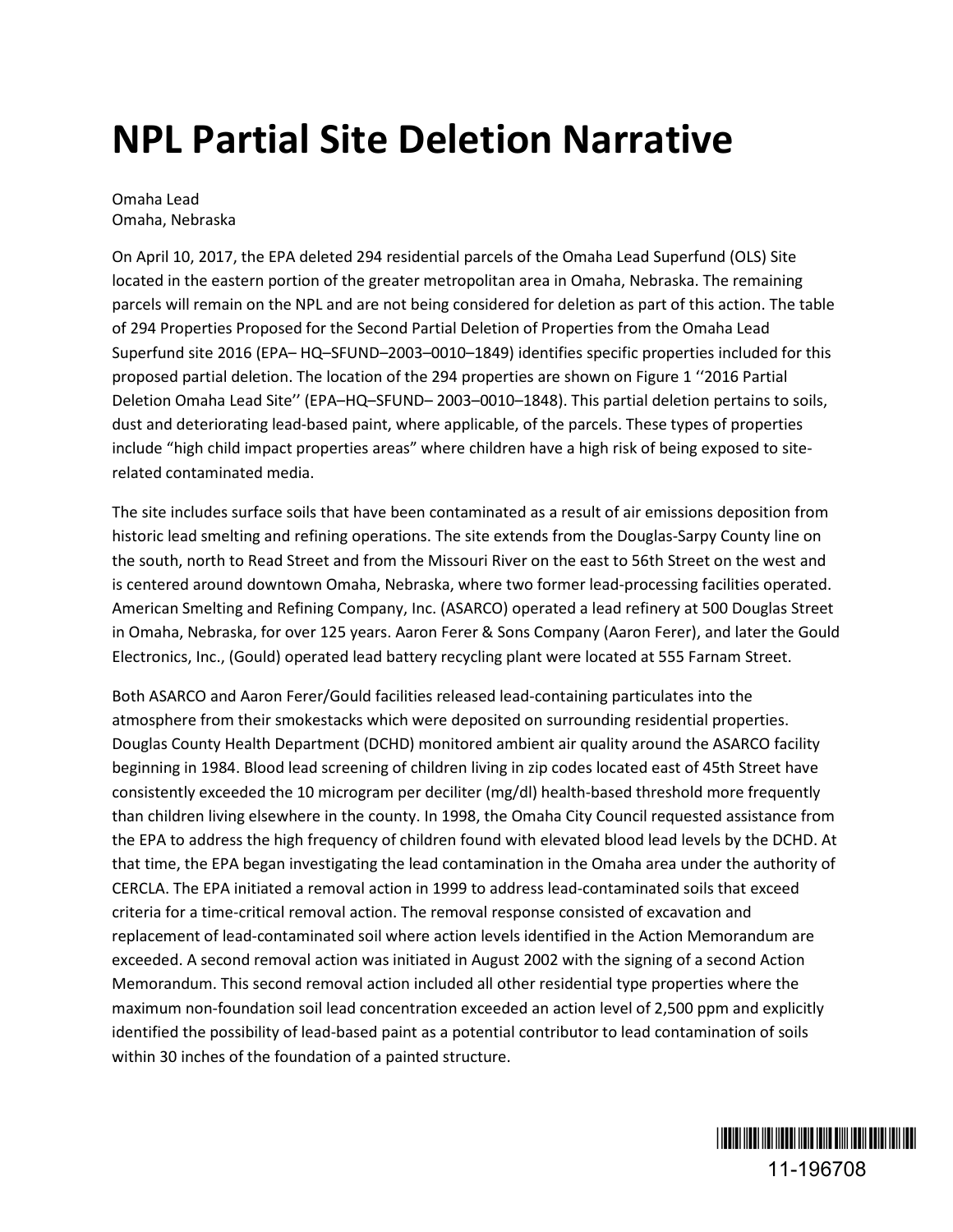# NPL Partial Site Deletion Narrative

Omaha Lead
Omaha, Nebraska

On April 10, 2017, the EPA deleted 294 residential parcels of the Omaha Lead Superfund (OLS) Site located in the eastern portion of the greater metropolitan area in Omaha, Nebraska. The remaining parcels will remain on the NPL and are not being considered for deletion as part of this action. The table of 294 Properties Proposed for the Second Partial Deletion of Properties from the Omaha Lead Superfund site 2016 (EPA– HQ–SFUND–2003–0010–1849) identifies specific properties included for this proposed partial deletion. The location of the 294 properties are shown on Figure 1 ''2016 Partial Deletion Omaha Lead Site'' (EPA–HQ–SFUND– 2003–0010–1848). This partial deletion pertains to soils, dust and deteriorating lead-based paint, where applicable, of the parcels. These types of properties include "high child impact properties areas" where children have a high risk of being exposed to site-related contaminated media.

The site includes surface soils that have been contaminated as a result of air emissions deposition from historic lead smelting and refining operations. The site extends from the Douglas-Sarpy County line on the south, north to Read Street and from the Missouri River on the east to 56th Street on the west and is centered around downtown Omaha, Nebraska, where two former lead-processing facilities operated. American Smelting and Refining Company, Inc. (ASARCO) operated a lead refinery at 500 Douglas Street in Omaha, Nebraska, for over 125 years. Aaron Ferer & Sons Company (Aaron Ferer), and later the Gould Electronics, Inc., (Gould) operated lead battery recycling plant were located at 555 Farnam Street.

Both ASARCO and Aaron Ferer/Gould facilities released lead-containing particulates into the atmosphere from their smokestacks which were deposited on surrounding residential properties. Douglas County Health Department (DCHD) monitored ambient air quality around the ASARCO facility beginning in 1984. Blood lead screening of children living in zip codes located east of 45th Street have consistently exceeded the 10 microgram per deciliter (mg/dl) health-based threshold more frequently than children living elsewhere in the county. In 1998, the Omaha City Council requested assistance from the EPA to address the high frequency of children found with elevated blood lead levels by the DCHD. At that time, the EPA began investigating the lead contamination in the Omaha area under the authority of CERCLA. The EPA initiated a removal action in 1999 to address lead-contaminated soils that exceed criteria for a time-critical removal action. The removal response consisted of excavation and replacement of lead-contaminated soil where action levels identified in the Action Memorandum are exceeded. A second removal action was initiated in August 2002 with the signing of a second Action Memorandum. This second removal action included all other residential type properties where the maximum non-foundation soil lead concentration exceeded an action level of 2,500 ppm and explicitly identified the possibility of lead-based paint as a potential contributor to lead contamination of soils within 30 inches of the foundation of a painted structure.

11-196708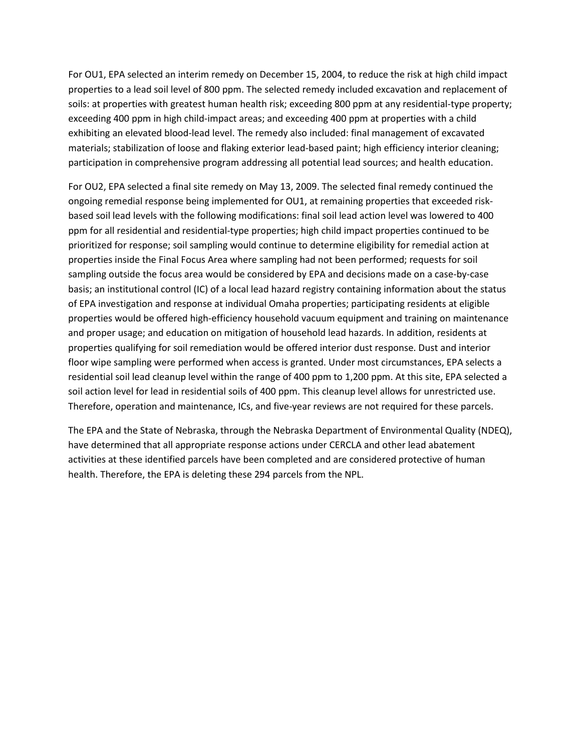For OU1, EPA selected an interim remedy on December 15, 2004, to reduce the risk at high child impact properties to a lead soil level of 800 ppm. The selected remedy included excavation and replacement of soils: at properties with greatest human health risk; exceeding 800 ppm at any residential-type property; exceeding 400 ppm in high child-impact areas; and exceeding 400 ppm at properties with a child exhibiting an elevated blood-lead level. The remedy also included: final management of excavated materials; stabilization of loose and flaking exterior lead-based paint; high efficiency interior cleaning; participation in comprehensive program addressing all potential lead sources; and health education.

For OU2, EPA selected a final site remedy on May 13, 2009. The selected final remedy continued the ongoing remedial response being implemented for OU1, at remaining properties that exceeded risk-based soil lead levels with the following modifications: final soil lead action level was lowered to 400 ppm for all residential and residential-type properties; high child impact properties continued to be prioritized for response; soil sampling would continue to determine eligibility for remedial action at properties inside the Final Focus Area where sampling had not been performed; requests for soil sampling outside the focus area would be considered by EPA and decisions made on a case-by-case basis; an institutional control (IC) of a local lead hazard registry containing information about the status of EPA investigation and response at individual Omaha properties; participating residents at eligible properties would be offered high-efficiency household vacuum equipment and training on maintenance and proper usage; and education on mitigation of household lead hazards. In addition, residents at properties qualifying for soil remediation would be offered interior dust response. Dust and interior floor wipe sampling were performed when access is granted. Under most circumstances, EPA selects a residential soil lead cleanup level within the range of 400 ppm to 1,200 ppm. At this site, EPA selected a soil action level for lead in residential soils of 400 ppm. This cleanup level allows for unrestricted use. Therefore, operation and maintenance, ICs, and five-year reviews are not required for these parcels.

The EPA and the State of Nebraska, through the Nebraska Department of Environmental Quality (NDEQ), have determined that all appropriate response actions under CERCLA and other lead abatement activities at these identified parcels have been completed and are considered protective of human health. Therefore, the EPA is deleting these 294 parcels from the NPL.